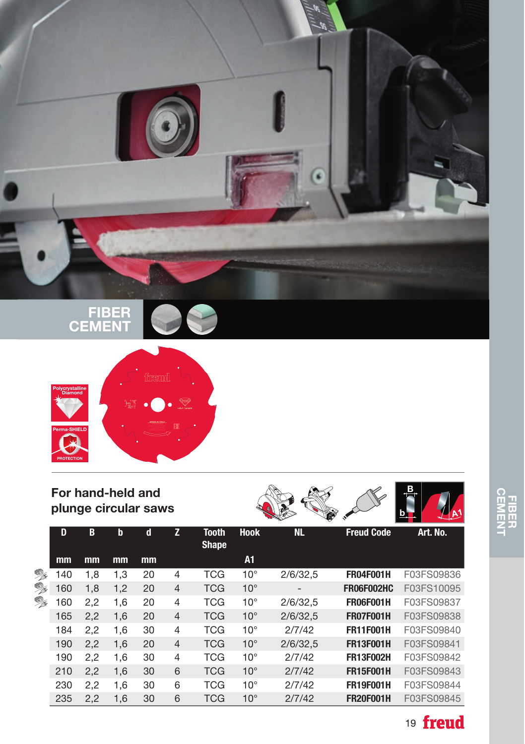## FIBER CEMENT

Polycrystalline Diamond

Perma-SHIELD PROTECTION

### For hand-held and plunge circular saws

| D | B | b | d | Z | Tooth Shape | Hook | NL | Freud Code | Art. No. |
|---|---|---|---|---|---|---|---|---|---|
| mm | mm | mm | mm | | | A1 | | | |
| 140 | 1,8 | 1,3 | 20 | 4 | TCG | 10° | 2/6/32,5 | **FR04F001H** | F03FS09836 |
| 160 | 1,8 | 1,2 | 20 | 4 | TCG | 10° | - | **FR06F002HC** | F03FS10095 |
| 160 | 2,2 | 1,6 | 20 | 4 | TCG | 10° | 2/6/32,5 | **FR06F001H** | F03FS09837 |
| 165 | 2,2 | 1,6 | 20 | 4 | TCG | 10° | 2/6/32,5 | **FR07F001H** | F03FS09838 |
| 184 | 2,2 | 1,6 | 30 | 4 | TCG | 10° | 2/7/42 | **FR11F001H** | F03FS09840 |
| 190 | 2,2 | 1,6 | 20 | 4 | TCG | 10° | 2/6/32,5 | **FR13F001H** | F03FS09841 |
| 190 | 2,2 | 1,6 | 30 | 4 | TCG | 10° | 2/7/42 | **FR13F002H** | F03FS09842 |
| 210 | 2,2 | 1,6 | 30 | 6 | TCG | 10° | 2/7/42 | **FR15F001H** | F03FS09843 |
| 230 | 2,2 | 1,6 | 30 | 6 | TCG | 10° | 2/7/42 | **FR19F001H** | F03FS09844 |
| 235 | 2,2 | 1,6 | 30 | 6 | TCG | 10° | 2/7/42 | **FR20F001H** | F03FS09845 |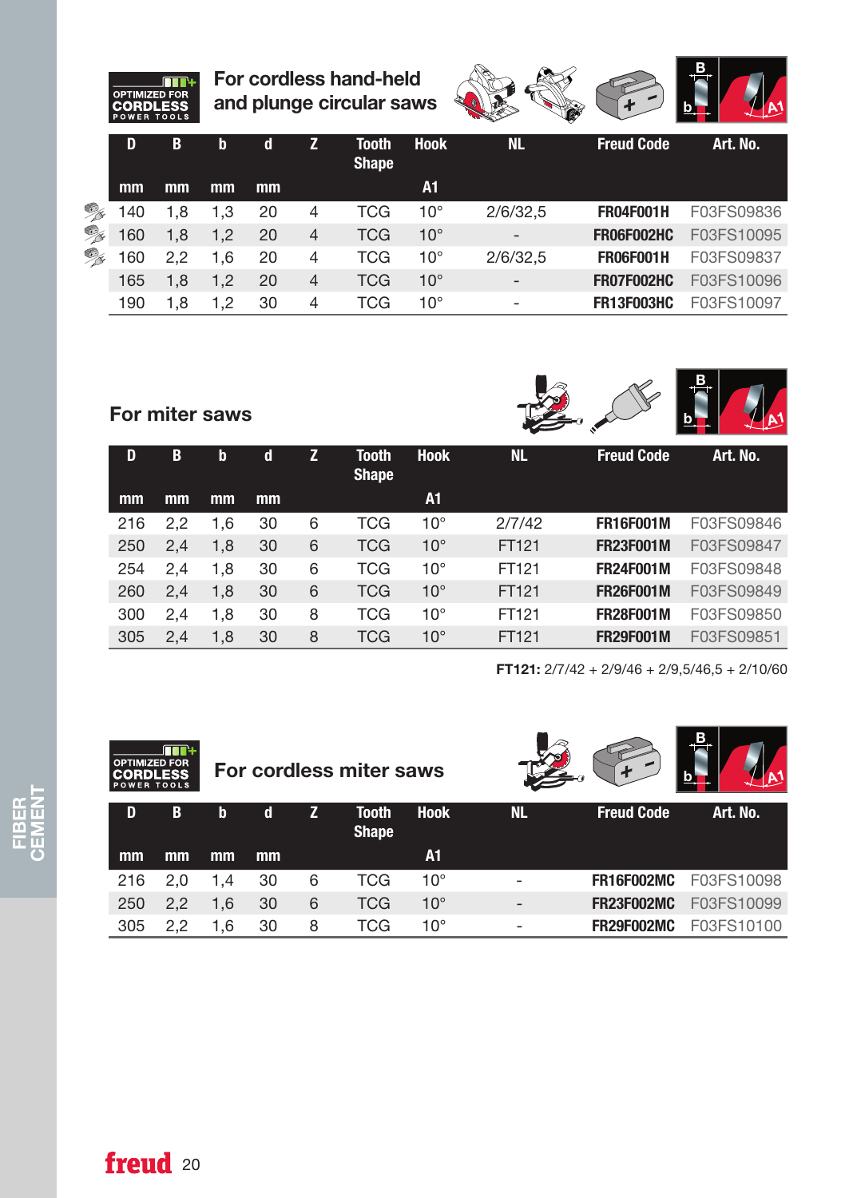OPTIMIZED FOR CORDLESS POWER TOOLS

## For cordless hand-held and plunge circular saws

| D | B | b | d | Z | Tooth Shape | Hook | NL | Freud Code | Art. No. |
|---|---|---|---|---|---|---|---|---|---|
| mm | mm | mm | mm | | | A1 | | | |
| 140 | 1,8 | 1,3 | 20 | 4 | TCG | 10° | 2/6/32,5 | **FR04F001H** | F03FS09836 |
| 160 | 1,8 | 1,2 | 20 | 4 | TCG | 10° | - | **FR06F002HC** | F03FS10095 |
| 160 | 2,2 | 1,6 | 20 | 4 | TCG | 10° | 2/6/32,5 | **FR06F001H** | F03FS09837 |
| 165 | 1,8 | 1,2 | 20 | 4 | TCG | 10° | - | **FR07F002HC** | F03FS10096 |
| 190 | 1,8 | 1,2 | 30 | 4 | TCG | 10° | - | **FR13F003HC** | F03FS10097 |

## For miter saws

| D | B | b | d | Z | Tooth Shape | Hook | NL | Freud Code | Art. No. |
|---|---|---|---|---|---|---|---|---|---|
| mm | mm | mm | mm | | | A1 | | | |
| 216 | 2,2 | 1,6 | 30 | 6 | TCG | 10° | 2/7/42 | **FR16F001M** | F03FS09846 |
| 250 | 2,4 | 1,8 | 30 | 6 | TCG | 10° | FT121 | **FR23F001M** | F03FS09847 |
| 254 | 2,4 | 1,8 | 30 | 6 | TCG | 10° | FT121 | **FR24F001M** | F03FS09848 |
| 260 | 2,4 | 1,8 | 30 | 6 | TCG | 10° | FT121 | **FR26F001M** | F03FS09849 |
| 300 | 2,4 | 1,8 | 30 | 8 | TCG | 10° | FT121 | **FR28F001M** | F03FS09850 |
| 305 | 2,4 | 1,8 | 30 | 8 | TCG | 10° | FT121 | **FR29F001M** | F03FS09851 |

**FT121:** 2/7/42 + 2/9/46 + 2/9,5/46,5 + 2/10/60

OPTIMIZED FOR CORDLESS POWER TOOLS

## For cordless miter saws

| D | B | b | d | Z | Tooth Shape | Hook | NL | Freud Code | Art. No. |
|---|---|---|---|---|---|---|---|---|---|
| mm | mm | mm | mm | | | A1 | | | |
| 216 | 2,0 | 1,4 | 30 | 6 | TCG | 10° | - | **FR16F002MC** | F03FS10098 |
| 250 | 2,2 | 1,6 | 30 | 6 | TCG | 10° | - | **FR23F002MC** | F03FS10099 |
| 305 | 2,2 | 1,6 | 30 | 8 | TCG | 10° | - | **FR29F002MC** | F03FS10100 |